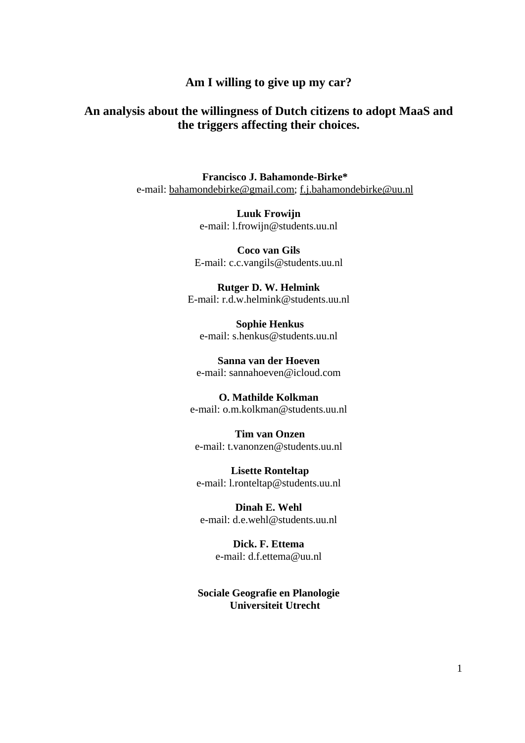# Am I willing to give up my car?

## An analysis about the willingness of Dutch citizens to adopt MaaS and the triggers affecting their choices.

**Francisco J. Bahamonde-Birke***
e-mail: bahamondebirke@gmail.com; f.j.bahamondebirke@uu.nl

**Luuk Frowijn**
e-mail: l.frowijn@students.uu.nl

**Coco van Gils**
E-mail: c.c.vangils@students.uu.nl

**Rutger D. W. Helmink**
E-mail: r.d.w.helmink@students.uu.nl

**Sophie Henkus**
e-mail: s.henkus@students.uu.nl

**Sanna van der Hoeven**
e-mail: sannahoeven@icloud.com

**O. Mathilde Kolkman**
e-mail: o.m.kolkman@students.uu.nl

**Tim van Onzen**
e-mail: t.vanonzen@students.uu.nl

**Lisette Ronteltap**
e-mail: l.ronteltap@students.uu.nl

**Dinah E. Wehl**
e-mail: d.e.wehl@students.uu.nl

**Dick. F. Ettema**
e-mail: d.f.ettema@uu.nl

**Sociale Geografie en Planologie**
**Universiteit Utrecht**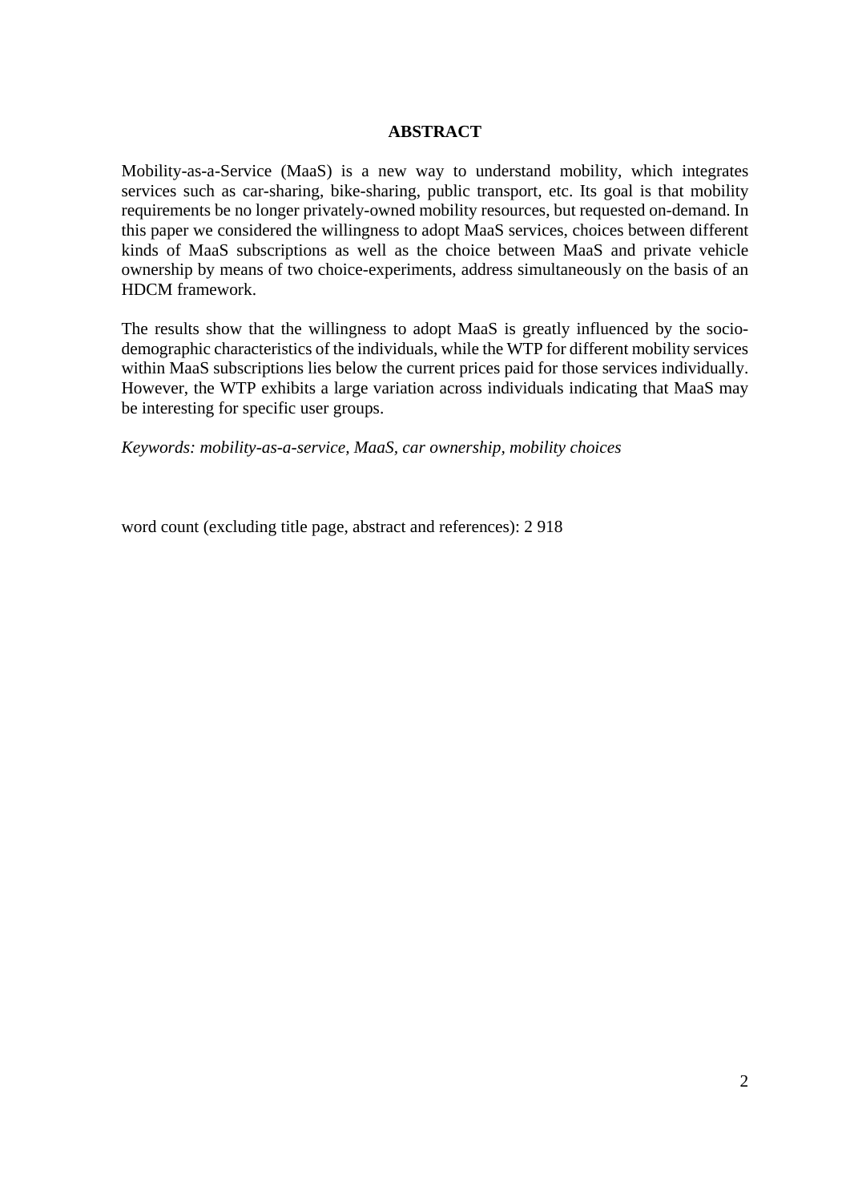## ABSTRACT

Mobility-as-a-Service (MaaS) is a new way to understand mobility, which integrates services such as car-sharing, bike-sharing, public transport, etc. Its goal is that mobility requirements be no longer privately-owned mobility resources, but requested on-demand. In this paper we considered the willingness to adopt MaaS services, choices between different kinds of MaaS subscriptions as well as the choice between MaaS and private vehicle ownership by means of two choice-experiments, address simultaneously on the basis of an HDCM framework.

The results show that the willingness to adopt MaaS is greatly influenced by the socio-demographic characteristics of the individuals, while the WTP for different mobility services within MaaS subscriptions lies below the current prices paid for those services individually. However, the WTP exhibits a large variation across individuals indicating that MaaS may be interesting for specific user groups.

*Keywords: mobility-as-a-service, MaaS, car ownership, mobility choices*

word count (excluding title page, abstract and references): 2 918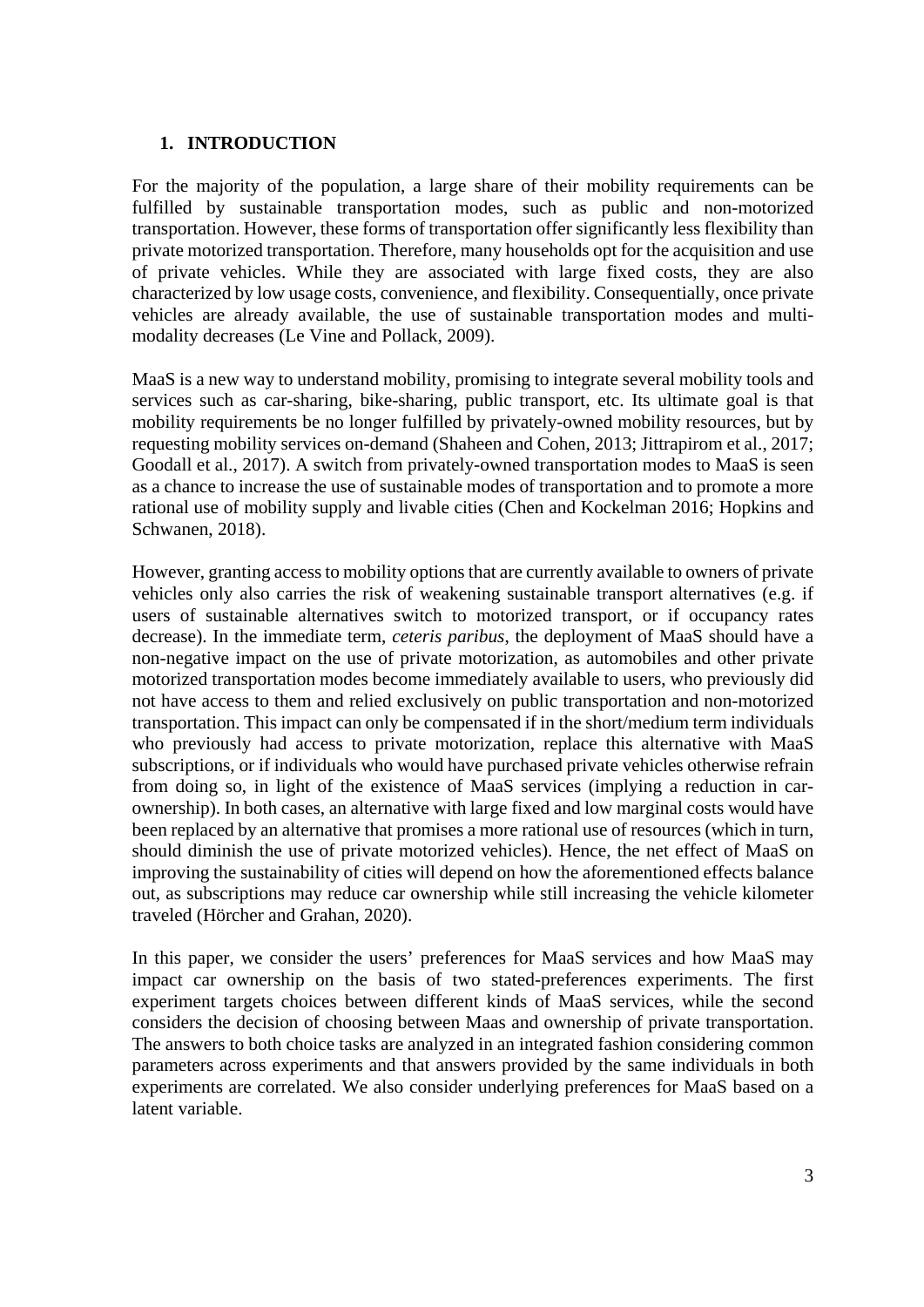## 1. INTRODUCTION

For the majority of the population, a large share of their mobility requirements can be fulfilled by sustainable transportation modes, such as public and non-motorized transportation. However, these forms of transportation offer significantly less flexibility than private motorized transportation. Therefore, many households opt for the acquisition and use of private vehicles. While they are associated with large fixed costs, they are also characterized by low usage costs, convenience, and flexibility. Consequentially, once private vehicles are already available, the use of sustainable transportation modes and multi-modality decreases (Le Vine and Pollack, 2009).

MaaS is a new way to understand mobility, promising to integrate several mobility tools and services such as car-sharing, bike-sharing, public transport, etc. Its ultimate goal is that mobility requirements be no longer fulfilled by privately-owned mobility resources, but by requesting mobility services on-demand (Shaheen and Cohen, 2013; Jittrapirom et al., 2017; Goodall et al., 2017). A switch from privately-owned transportation modes to MaaS is seen as a chance to increase the use of sustainable modes of transportation and to promote a more rational use of mobility supply and livable cities (Chen and Kockelman 2016; Hopkins and Schwanen, 2018).

However, granting access to mobility options that are currently available to owners of private vehicles only also carries the risk of weakening sustainable transport alternatives (e.g. if users of sustainable alternatives switch to motorized transport, or if occupancy rates decrease). In the immediate term, *ceteris paribus*, the deployment of MaaS should have a non-negative impact on the use of private motorization, as automobiles and other private motorized transportation modes become immediately available to users, who previously did not have access to them and relied exclusively on public transportation and non-motorized transportation. This impact can only be compensated if in the short/medium term individuals who previously had access to private motorization, replace this alternative with MaaS subscriptions, or if individuals who would have purchased private vehicles otherwise refrain from doing so, in light of the existence of MaaS services (implying a reduction in car-ownership). In both cases, an alternative with large fixed and low marginal costs would have been replaced by an alternative that promises a more rational use of resources (which in turn, should diminish the use of private motorized vehicles). Hence, the net effect of MaaS on improving the sustainability of cities will depend on how the aforementioned effects balance out, as subscriptions may reduce car ownership while still increasing the vehicle kilometer traveled (Hörcher and Grahan, 2020).

In this paper, we consider the users' preferences for MaaS services and how MaaS may impact car ownership on the basis of two stated-preferences experiments. The first experiment targets choices between different kinds of MaaS services, while the second considers the decision of choosing between Maas and ownership of private transportation. The answers to both choice tasks are analyzed in an integrated fashion considering common parameters across experiments and that answers provided by the same individuals in both experiments are correlated. We also consider underlying preferences for MaaS based on a latent variable.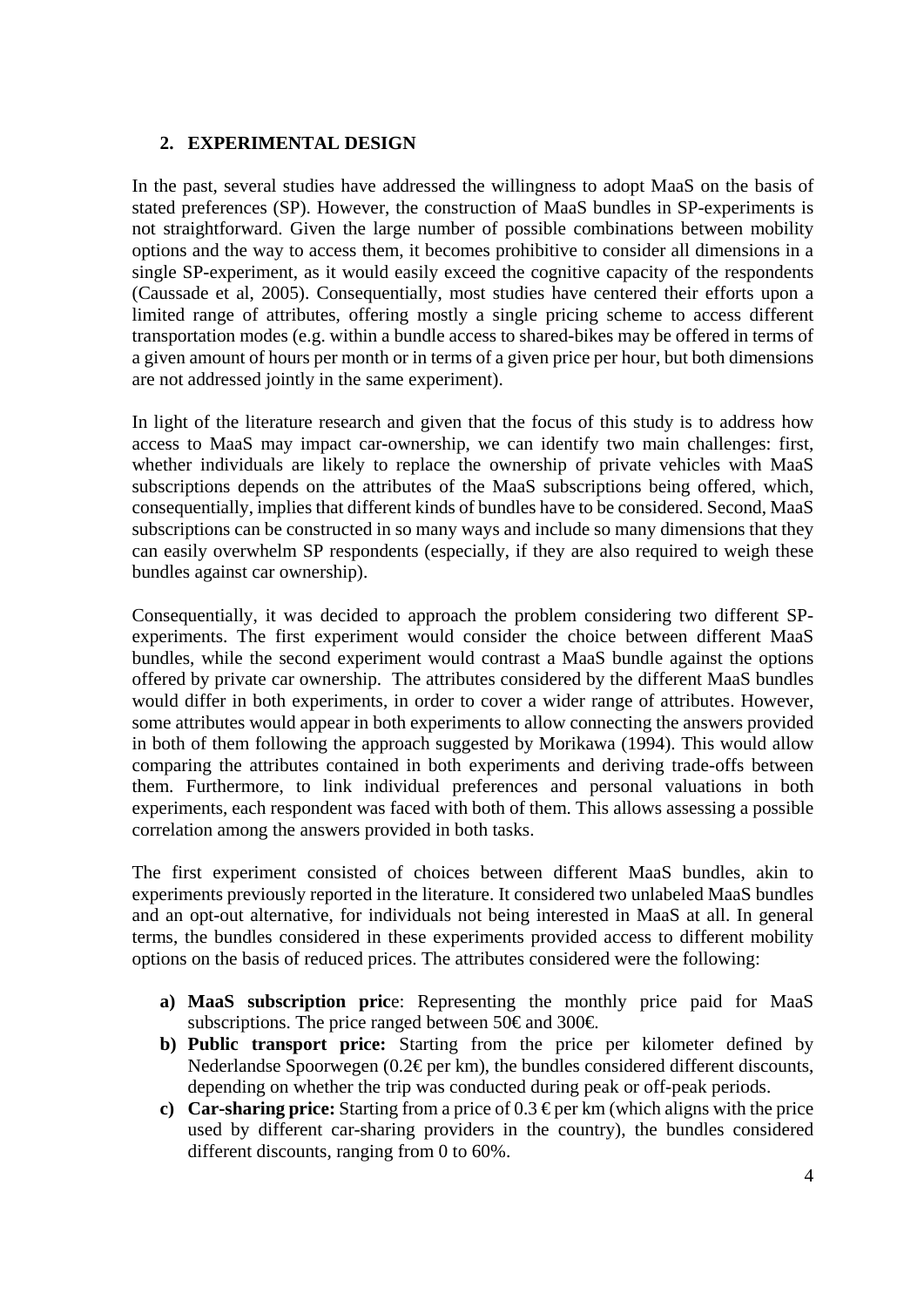## 2. EXPERIMENTAL DESIGN

In the past, several studies have addressed the willingness to adopt MaaS on the basis of stated preferences (SP). However, the construction of MaaS bundles in SP-experiments is not straightforward. Given the large number of possible combinations between mobility options and the way to access them, it becomes prohibitive to consider all dimensions in a single SP-experiment, as it would easily exceed the cognitive capacity of the respondents (Caussade et al, 2005). Consequentially, most studies have centered their efforts upon a limited range of attributes, offering mostly a single pricing scheme to access different transportation modes (e.g. within a bundle access to shared-bikes may be offered in terms of a given amount of hours per month or in terms of a given price per hour, but both dimensions are not addressed jointly in the same experiment).

In light of the literature research and given that the focus of this study is to address how access to MaaS may impact car-ownership, we can identify two main challenges: first, whether individuals are likely to replace the ownership of private vehicles with MaaS subscriptions depends on the attributes of the MaaS subscriptions being offered, which, consequentially, implies that different kinds of bundles have to be considered. Second, MaaS subscriptions can be constructed in so many ways and include so many dimensions that they can easily overwhelm SP respondents (especially, if they are also required to weigh these bundles against car ownership).

Consequentially, it was decided to approach the problem considering two different SP-experiments. The first experiment would consider the choice between different MaaS bundles, while the second experiment would contrast a MaaS bundle against the options offered by private car ownership. The attributes considered by the different MaaS bundles would differ in both experiments, in order to cover a wider range of attributes. However, some attributes would appear in both experiments to allow connecting the answers provided in both of them following the approach suggested by Morikawa (1994). This would allow comparing the attributes contained in both experiments and deriving trade-offs between them. Furthermore, to link individual preferences and personal valuations in both experiments, each respondent was faced with both of them. This allows assessing a possible correlation among the answers provided in both tasks.

The first experiment consisted of choices between different MaaS bundles, akin to experiments previously reported in the literature. It considered two unlabeled MaaS bundles and an opt-out alternative, for individuals not being interested in MaaS at all. In general terms, the bundles considered in these experiments provided access to different mobility options on the basis of reduced prices. The attributes considered were the following:

a) **MaaS subscription price**: Representing the monthly price paid for MaaS subscriptions. The price ranged between 50€ and 300€.
b) **Public transport price:** Starting from the price per kilometer defined by Nederlandse Spoorwegen (0.2€ per km), the bundles considered different discounts, depending on whether the trip was conducted during peak or off-peak periods.
c) **Car-sharing price:** Starting from a price of 0.3 € per km (which aligns with the price used by different car-sharing providers in the country), the bundles considered different discounts, ranging from 0 to 60%.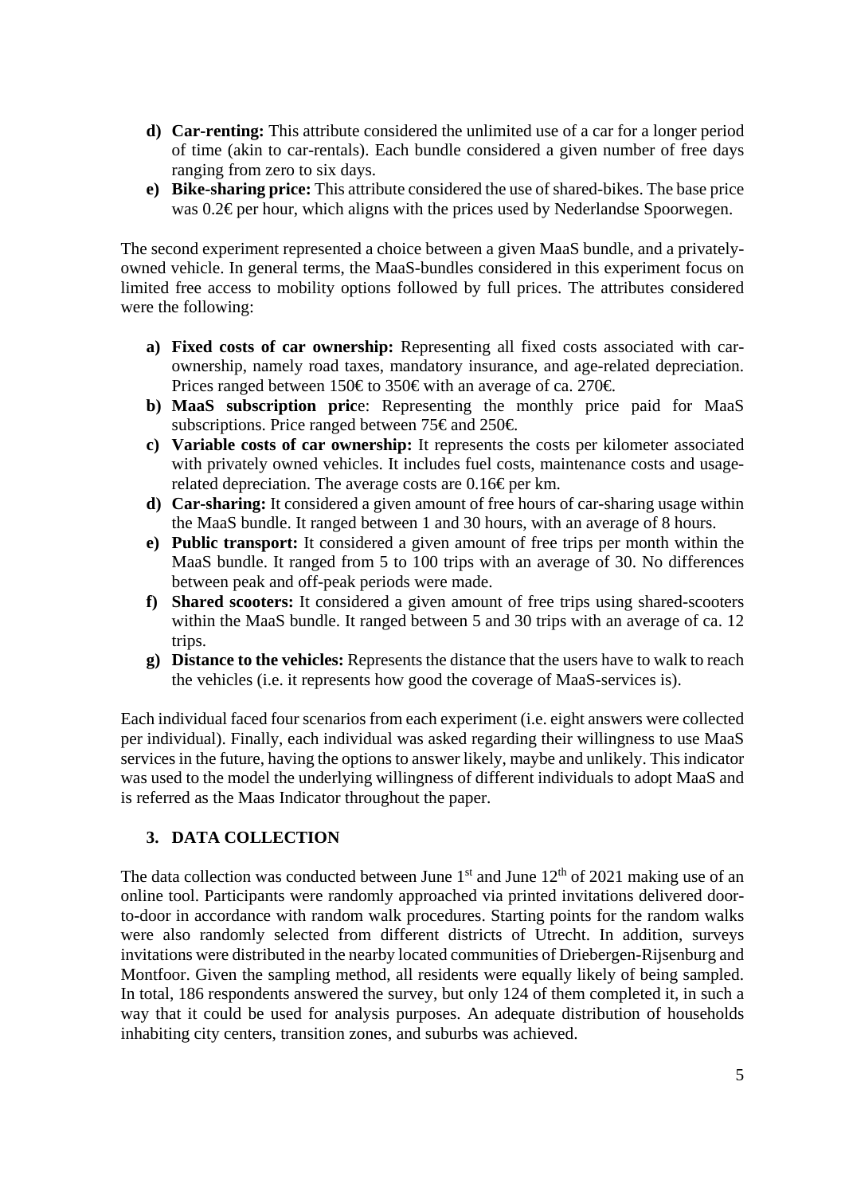- **d) Car-renting:** This attribute considered the unlimited use of a car for a longer period of time (akin to car-rentals). Each bundle considered a given number of free days ranging from zero to six days.
- **e) Bike-sharing price:** This attribute considered the use of shared-bikes. The base price was 0.2€ per hour, which aligns with the prices used by Nederlandse Spoorwegen.

The second experiment represented a choice between a given MaaS bundle, and a privately-owned vehicle. In general terms, the MaaS-bundles considered in this experiment focus on limited free access to mobility options followed by full prices. The attributes considered were the following:

- **a) Fixed costs of car ownership:** Representing all fixed costs associated with car-ownership, namely road taxes, mandatory insurance, and age-related depreciation. Prices ranged between 150€ to 350€ with an average of ca. 270€.
- **b) MaaS subscription pric**e: Representing the monthly price paid for MaaS subscriptions. Price ranged between 75€ and 250€.
- **c) Variable costs of car ownership:** It represents the costs per kilometer associated with privately owned vehicles. It includes fuel costs, maintenance costs and usage-related depreciation. The average costs are 0.16€ per km.
- **d) Car-sharing:** It considered a given amount of free hours of car-sharing usage within the MaaS bundle. It ranged between 1 and 30 hours, with an average of 8 hours.
- **e) Public transport:** It considered a given amount of free trips per month within the MaaS bundle. It ranged from 5 to 100 trips with an average of 30. No differences between peak and off-peak periods were made.
- **f) Shared scooters:** It considered a given amount of free trips using shared-scooters within the MaaS bundle. It ranged between 5 and 30 trips with an average of ca. 12 trips.
- **g) Distance to the vehicles:** Represents the distance that the users have to walk to reach the vehicles (i.e. it represents how good the coverage of MaaS-services is).

Each individual faced four scenarios from each experiment (i.e. eight answers were collected per individual). Finally, each individual was asked regarding their willingness to use MaaS services in the future, having the options to answer likely, maybe and unlikely. This indicator was used to the model the underlying willingness of different individuals to adopt MaaS and is referred as the Maas Indicator throughout the paper.

## 3. DATA COLLECTION

The data collection was conducted between June 1st and June 12th of 2021 making use of an online tool. Participants were randomly approached via printed invitations delivered door-to-door in accordance with random walk procedures. Starting points for the random walks were also randomly selected from different districts of Utrecht. In addition, surveys invitations were distributed in the nearby located communities of Driebergen-Rijsenburg and Montfoor. Given the sampling method, all residents were equally likely of being sampled. In total, 186 respondents answered the survey, but only 124 of them completed it, in such a way that it could be used for analysis purposes. An adequate distribution of households inhabiting city centers, transition zones, and suburbs was achieved.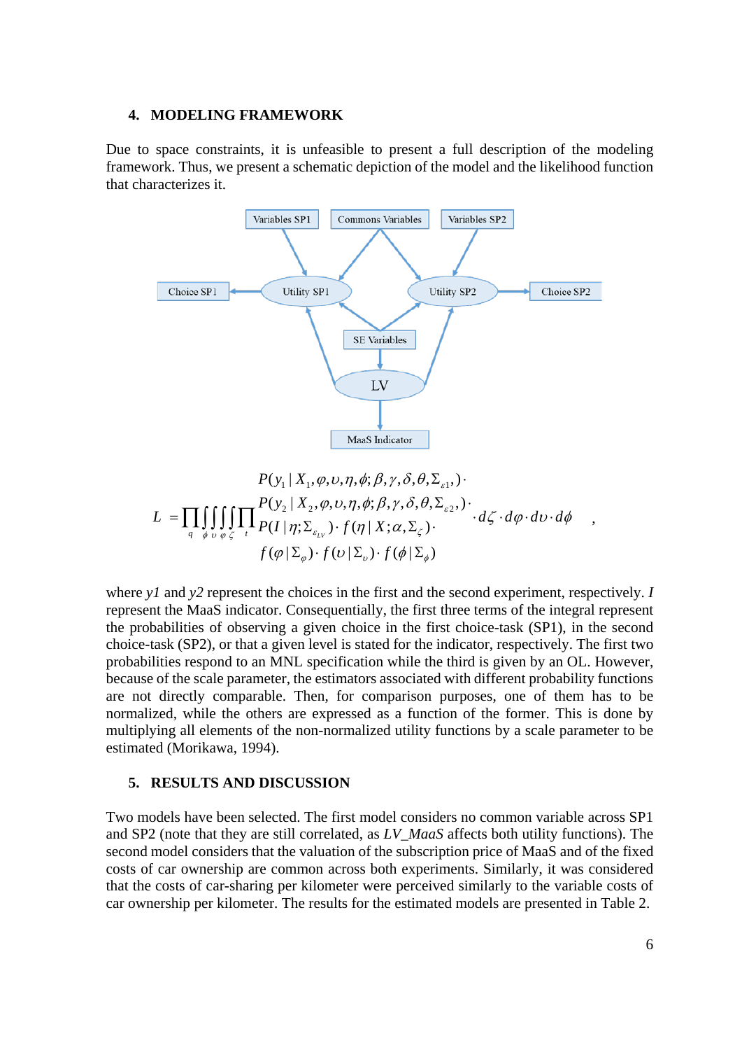## 4. MODELING FRAMEWORK

Due to space constraints, it is unfeasible to present a full description of the modeling framework. Thus, we present a schematic depiction of the model and the likelihood function that characterizes it.

$$
L = \prod_{q} \int_{\phi} \int_{\upsilon} \int_{\varphi} \int_{\zeta} \prod_{t} \begin{matrix} P(y_1 \mid X_1, \varphi, \upsilon, \eta, \phi; \beta, \gamma, \delta, \theta, \Sigma_{\varepsilon 1}) \cdot \\ P(y_2 \mid X_2, \varphi, \upsilon, \eta, \phi; \beta, \gamma, \delta, \theta, \Sigma_{\varepsilon 2}) \cdot \\ P(I \mid \eta; \Sigma_{\varepsilon_{LV}}) \cdot f(\eta \mid X; \alpha, \Sigma_{\zeta}) \cdot \\ f(\varphi \mid \Sigma_{\varphi}) \cdot f(\upsilon \mid \Sigma_{\upsilon}) \cdot f(\phi \mid \Sigma_{\phi}) \end{matrix} \cdot d\zeta \cdot d\varphi \cdot d\upsilon \cdot d\phi \quad ,
$$

where *y1* and *y2* represent the choices in the first and the second experiment, respectively. *I* represent the MaaS indicator. Consequentially, the first three terms of the integral represent the probabilities of observing a given choice in the first choice-task (SP1), in the second choice-task (SP2), or that a given level is stated for the indicator, respectively. The first two probabilities respond to an MNL specification while the third is given by an OL. However, because of the scale parameter, the estimators associated with different probability functions are not directly comparable. Then, for comparison purposes, one of them has to be normalized, while the others are expressed as a function of the former. This is done by multiplying all elements of the non-normalized utility functions by a scale parameter to be estimated (Morikawa, 1994).

## 5. RESULTS AND DISCUSSION

Two models have been selected. The first model considers no common variable across SP1 and SP2 (note that they are still correlated, as *LV_MaaS* affects both utility functions). The second model considers that the valuation of the subscription price of MaaS and of the fixed costs of car ownership are common across both experiments. Similarly, it was considered that the costs of car-sharing per kilometer were perceived similarly to the variable costs of car ownership per kilometer. The results for the estimated models are presented in Table 2.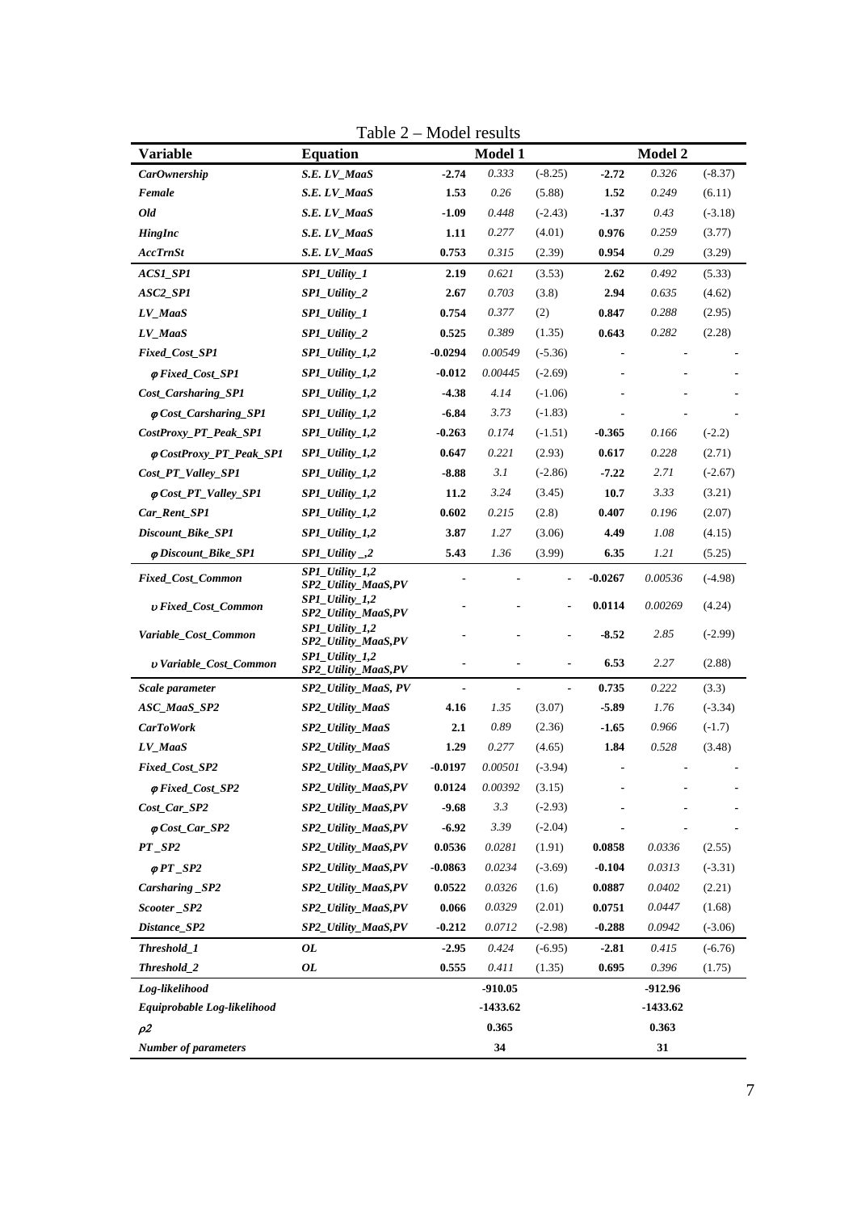Table 2 – Model results

| Variable | Equation | Model 1 | | | Model 2 | | |
|---|---|---|---|---|---|---|---|
| ***CarOwnership*** | ***S.E. LV_MaaS*** | **-2.74** | *0.333* | (-8.25) | **-2.72** | *0.326* | (-8.37) |
| ***Female*** | ***S.E. LV_MaaS*** | **1.53** | *0.26* | (5.88) | **1.52** | *0.249* | (6.11) |
| ***Old*** | ***S.E. LV_MaaS*** | **-1.09** | *0.448* | (-2.43) | **-1.37** | *0.43* | (-3.18) |
| ***HingInc*** | ***S.E. LV_MaaS*** | **1.11** | *0.277* | (4.01) | **0.976** | *0.259* | (3.77) |
| ***AccTrnSt*** | ***S.E. LV_MaaS*** | **0.753** | *0.315* | (2.39) | **0.954** | *0.29* | (3.29) |
| ***ACS1_SP1*** | ***SP1_Utility_1*** | **2.19** | *0.621* | (3.53) | **2.62** | *0.492* | (5.33) |
| ***ASC2_SP1*** | ***SP1_Utility_2*** | **2.67** | *0.703* | (3.8) | **2.94** | *0.635* | (4.62) |
| ***LV_MaaS*** | ***SP1_Utility_1*** | **0.754** | *0.377* | (2) | **0.847** | *0.288* | (2.95) |
| ***LV_MaaS*** | ***SP1_Utility_2*** | **0.525** | *0.389* | (1.35) | **0.643** | *0.282* | (2.28) |
| ***Fixed_Cost_SP1*** | ***SP1_Utility_1,2*** | **-0.0294** | *0.00549* | (-5.36) | - | - | - |
| ***$\varphi$ Fixed_Cost_SP1*** | ***SP1_Utility_1,2*** | **-0.012** | *0.00445* | (-2.69) | - | - | - |
| ***Cost_Carsharing_SP1*** | ***SP1_Utility_1,2*** | **-4.38** | *4.14* | (-1.06) | - | - | - |
| ***$\varphi$ Cost_Carsharing_SP1*** | ***SP1_Utility_1,2*** | **-6.84** | *3.73* | (-1.83) | - | - | - |
| ***CostProxy_PT_Peak_SP1*** | ***SP1_Utility_1,2*** | **-0.263** | *0.174* | (-1.51) | **-0.365** | *0.166* | (-2.2) |
| ***$\varphi$ CostProxy_PT_Peak_SP1*** | ***SP1_Utility_1,2*** | **0.647** | *0.221* | (2.93) | **0.617** | *0.228* | (2.71) |
| ***Cost_PT_Valley_SP1*** | ***SP1_Utility_1,2*** | **-8.88** | *3.1* | (-2.86) | **-7.22** | *2.71* | (-2.67) |
| ***$\varphi$ Cost_PT_Valley_SP1*** | ***SP1_Utility_1,2*** | **11.2** | *3.24* | (3.45) | **10.7** | *3.33* | (3.21) |
| ***Car_Rent_SP1*** | ***SP1_Utility_1,2*** | **0.602** | *0.215* | (2.8) | **0.407** | *0.196* | (2.07) |
| ***Discount_Bike_SP1*** | ***SP1_Utility_1,2*** | **3.87** | *1.27* | (3.06) | **4.49** | *1.08* | (4.15) |
| ***$\varphi$ Discount_Bike_SP1*** | ***SP1_Utility _,2*** | **5.43** | *1.36* | (3.99) | **6.35** | *1.21* | (5.25) |
| ***Fixed_Cost_Common*** | ***SP1_Utility_1,2 SP2_Utility_MaaS,PV*** | - | - | - | **-0.0267** | *0.00536* | (-4.98) |
| ***$\upsilon$ Fixed_Cost_Common*** | ***SP1_Utility_1,2 SP2_Utility_MaaS,PV*** | - | - | - | **0.0114** | *0.00269* | (4.24) |
| ***Variable_Cost_Common*** | ***SP1_Utility_1,2 SP2_Utility_MaaS,PV*** | - | - | - | **-8.52** | *2.85* | (-2.99) |
| ***$\upsilon$ Variable_Cost_Common*** | ***SP1_Utility_1,2 SP2_Utility_MaaS,PV*** | - | - | - | **6.53** | *2.27* | (2.88) |
| ***Scale parameter*** | ***SP2_Utility_MaaS, PV*** | - | - | - | **0.735** | *0.222* | (3.3) |
| ***ASC_MaaS_SP2*** | ***SP2_Utility_MaaS*** | **4.16** | *1.35* | (3.07) | **-5.89** | *1.76* | (-3.34) |
| ***CarToWork*** | ***SP2_Utility_MaaS*** | **2.1** | *0.89* | (2.36) | **-1.65** | *0.966* | (-1.7) |
| ***LV_MaaS*** | ***SP2_Utility_MaaS*** | **1.29** | *0.277* | (4.65) | **1.84** | *0.528* | (3.48) |
| ***Fixed_Cost_SP2*** | ***SP2_Utility_MaaS,PV*** | **-0.0197** | *0.00501* | (-3.94) | - | - | - |
| ***$\varphi$ Fixed_Cost_SP2*** | ***SP2_Utility_MaaS,PV*** | **0.0124** | *0.00392* | (3.15) | - | - | - |
| ***Cost_Car_SP2*** | ***SP2_Utility_MaaS,PV*** | **-9.68** | *3.3* | (-2.93) | - | - | - |
| ***$\varphi$ Cost_Car_SP2*** | ***SP2_Utility_MaaS,PV*** | **-6.92** | *3.39* | (-2.04) | - | - | - |
| ***PT _SP2*** | ***SP2_Utility_MaaS,PV*** | **0.0536** | *0.0281* | (1.91) | **0.0858** | *0.0336* | (2.55) |
| ***$\varphi$ PT _SP2*** | ***SP2_Utility_MaaS,PV*** | **-0.0863** | *0.0234* | (-3.69) | **-0.104** | *0.0313* | (-3.31) |
| ***Carsharing _SP2*** | ***SP2_Utility_MaaS,PV*** | **0.0522** | *0.0326* | (1.6) | **0.0887** | *0.0402* | (2.21) |
| ***Scooter _SP2*** | ***SP2_Utility_MaaS,PV*** | **0.066** | *0.0329* | (2.01) | **0.0751** | *0.0447* | (1.68) |
| ***Distance_SP2*** | ***SP2_Utility_MaaS,PV*** | **-0.212** | *0.0712* | (-2.98) | **-0.288** | *0.0942* | (-3.06) |
| ***Threshold_1*** | ***OL*** | **-2.95** | *0.424* | (-6.95) | **-2.81** | *0.415* | (-6.76) |
| ***Threshold_2*** | ***OL*** | **0.555** | *0.411* | (1.35) | **0.695** | *0.396* | (1.75) |
| ***Log-likelihood*** | | | **-910.05** | | | **-912.96** | |
| ***Equiprobable Log-likelihood*** | | | **-1433.62** | | | **-1433.62** | |
| ***$\rho 2$*** | | | **0.365** | | | **0.363** | |
| ***Number of parameters*** | | | **34** | | | **31** | |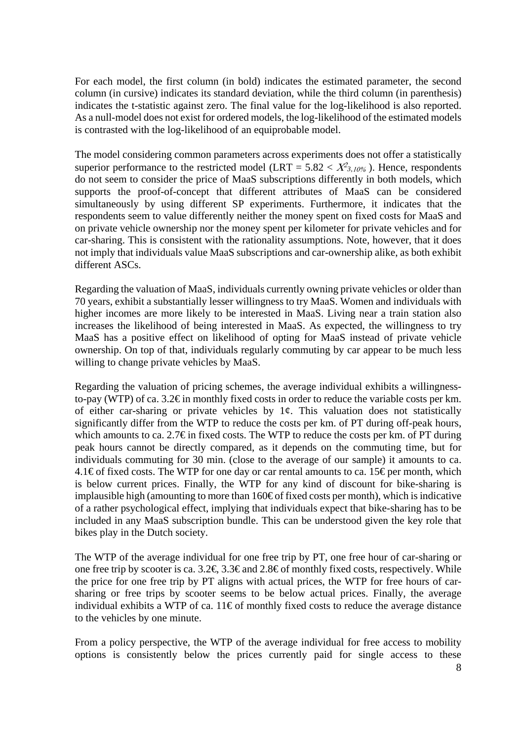For each model, the first column (in bold) indicates the estimated parameter, the second column (in cursive) indicates its standard deviation, while the third column (in parenthesis) indicates the t-statistic against zero. The final value for the log-likelihood is also reported. As a null-model does not exist for ordered models, the log-likelihood of the estimated models is contrasted with the log-likelihood of an equiprobable model.

The model considering common parameters across experiments does not offer a statistically superior performance to the restricted model (LRT = 5.82 < $X^2_{3,10\%}$ ). Hence, respondents do not seem to consider the price of MaaS subscriptions differently in both models, which supports the proof-of-concept that different attributes of MaaS can be considered simultaneously by using different SP experiments. Furthermore, it indicates that the respondents seem to value differently neither the money spent on fixed costs for MaaS and on private vehicle ownership nor the money spent per kilometer for private vehicles and for car-sharing. This is consistent with the rationality assumptions. Note, however, that it does not imply that individuals value MaaS subscriptions and car-ownership alike, as both exhibit different ASCs.

Regarding the valuation of MaaS, individuals currently owning private vehicles or older than 70 years, exhibit a substantially lesser willingness to try MaaS. Women and individuals with higher incomes are more likely to be interested in MaaS. Living near a train station also increases the likelihood of being interested in MaaS. As expected, the willingness to try MaaS has a positive effect on likelihood of opting for MaaS instead of private vehicle ownership. On top of that, individuals regularly commuting by car appear to be much less willing to change private vehicles by MaaS.

Regarding the valuation of pricing schemes, the average individual exhibits a willingness-to-pay (WTP) of ca. 3.2€ in monthly fixed costs in order to reduce the variable costs per km. of either car-sharing or private vehicles by 1¢. This valuation does not statistically significantly differ from the WTP to reduce the costs per km. of PT during off-peak hours, which amounts to ca. 2.7€ in fixed costs. The WTP to reduce the costs per km. of PT during peak hours cannot be directly compared, as it depends on the commuting time, but for individuals commuting for 30 min. (close to the average of our sample) it amounts to ca. 4.1€ of fixed costs. The WTP for one day or car rental amounts to ca. 15€ per month, which is below current prices. Finally, the WTP for any kind of discount for bike-sharing is implausible high (amounting to more than 160€ of fixed costs per month), which is indicative of a rather psychological effect, implying that individuals expect that bike-sharing has to be included in any MaaS subscription bundle. This can be understood given the key role that bikes play in the Dutch society.

The WTP of the average individual for one free trip by PT, one free hour of car-sharing or one free trip by scooter is ca. 3.2€, 3.3€ and 2.8€ of monthly fixed costs, respectively. While the price for one free trip by PT aligns with actual prices, the WTP for free hours of car-sharing or free trips by scooter seems to be below actual prices. Finally, the average individual exhibits a WTP of ca. 11€ of monthly fixed costs to reduce the average distance to the vehicles by one minute.

From a policy perspective, the WTP of the average individual for free access to mobility options is consistently below the prices currently paid for single access to these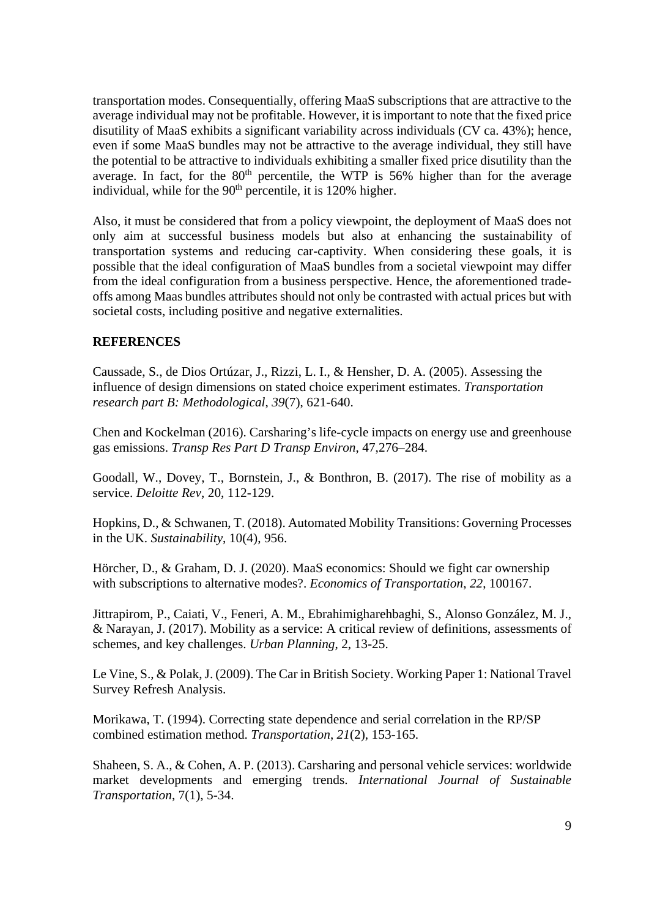transportation modes. Consequentially, offering MaaS subscriptions that are attractive to the average individual may not be profitable. However, it is important to note that the fixed price disutility of MaaS exhibits a significant variability across individuals (CV ca. 43%); hence, even if some MaaS bundles may not be attractive to the average individual, they still have the potential to be attractive to individuals exhibiting a smaller fixed price disutility than the average. In fact, for the $80^{th}$ percentile, the WTP is 56% higher than for the average individual, while for the $90^{th}$ percentile, it is 120% higher.

Also, it must be considered that from a policy viewpoint, the deployment of MaaS does not only aim at successful business models but also at enhancing the sustainability of transportation systems and reducing car-captivity. When considering these goals, it is possible that the ideal configuration of MaaS bundles from a societal viewpoint may differ from the ideal configuration from a business perspective. Hence, the aforementioned trade-offs among Maas bundles attributes should not only be contrasted with actual prices but with societal costs, including positive and negative externalities.

**REFERENCES**

Caussade, S., de Dios Ortúzar, J., Rizzi, L. I., & Hensher, D. A. (2005). Assessing the influence of design dimensions on stated choice experiment estimates. *Transportation research part B: Methodological*, *39*(7), 621-640.

Chen and Kockelman (2016). Carsharing's life-cycle impacts on energy use and greenhouse gas emissions. *Transp Res Part D Transp Environ*, 47,276–284.

Goodall, W., Dovey, T., Bornstein, J., & Bonthron, B. (2017). The rise of mobility as a service. *Deloitte Rev*, 20, 112-129.

Hopkins, D., & Schwanen, T. (2018). Automated Mobility Transitions: Governing Processes in the UK. *Sustainability*, 10(4), 956.

Hörcher, D., & Graham, D. J. (2020). MaaS economics: Should we fight car ownership with subscriptions to alternative modes?. *Economics of Transportation*, *22*, 100167.

Jittrapirom, P., Caiati, V., Feneri, A. M., Ebrahimigharehbaghi, S., Alonso González, M. J., & Narayan, J. (2017). Mobility as a service: A critical review of definitions, assessments of schemes, and key challenges. *Urban Planning*, 2, 13-25.

Le Vine, S., & Polak, J. (2009). The Car in British Society. Working Paper 1: National Travel Survey Refresh Analysis.

Morikawa, T. (1994). Correcting state dependence and serial correlation in the RP/SP combined estimation method. *Transportation*, *21*(2), 153-165.

Shaheen, S. A., & Cohen, A. P. (2013). Carsharing and personal vehicle services: worldwide market developments and emerging trends. *International Journal of Sustainable Transportation*, 7(1), 5-34.